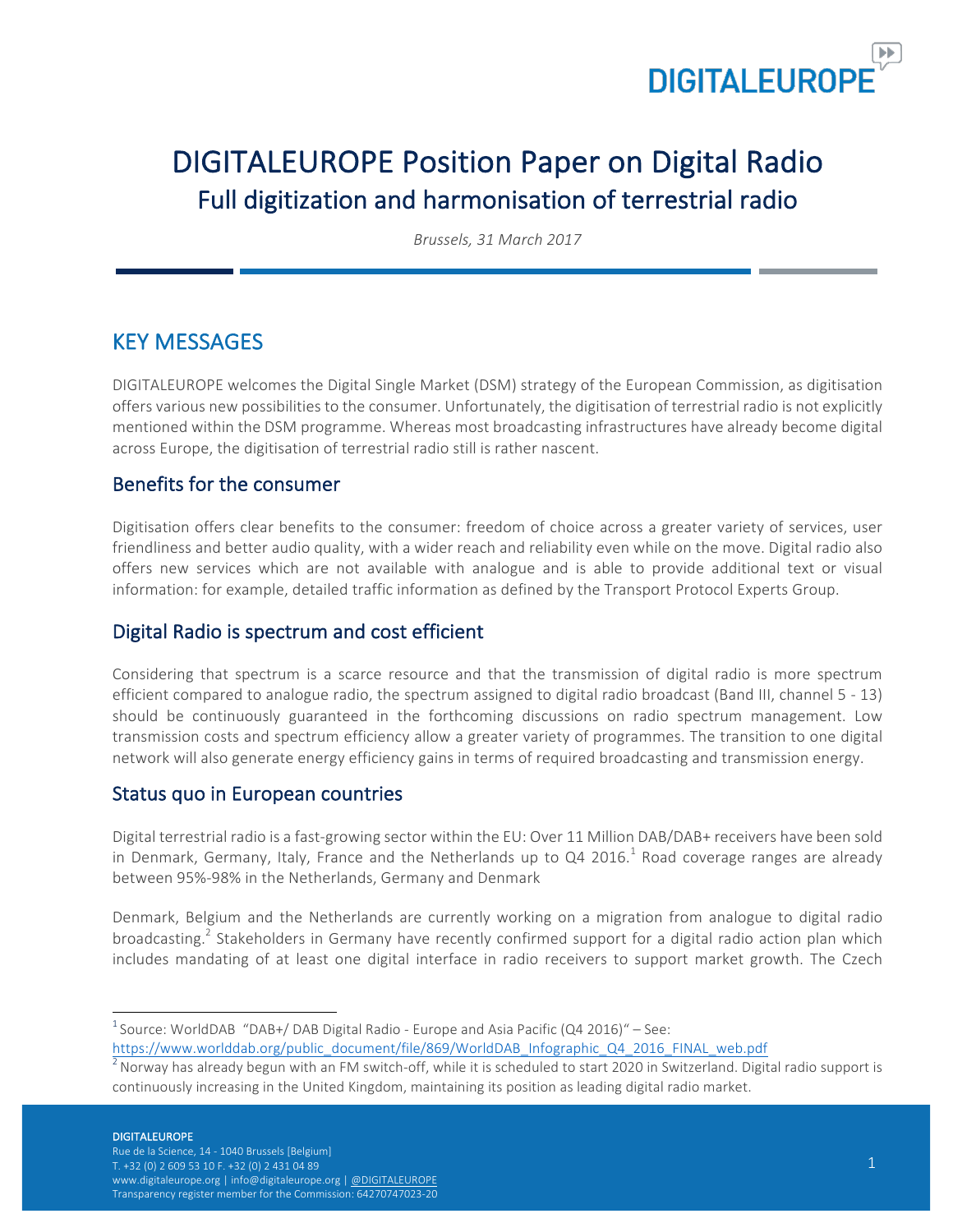# DIGITALEUROPE Position Paper on Digital Radio

## Full digitization and harmonisation of terrestrial radio

*Brussels, 31 March 2017*

## KEY MESSAGES

DIGITALEUROPE welcomes the Digital Single Market (DSM) strategy of the European Commission, as digitisation offers various new possibilities to the consumer. Unfortunately, the digitisation of terrestrial radio is not explicitly mentioned within the DSM programme. Whereas most broadcasting infrastructures have already become digital across Europe, the digitisation of terrestrial radio still is rather nascent.

### Benefits for the consumer

Digitisation offers clear benefits to the consumer: freedom of choice across a greater variety of services, user friendliness and better audio quality, with a wider reach and reliability even while on the move. Digital radio also offers new services which are not available with analogue and is able to provide additional text or visual information: for example, detailed traffic information as defined by the Transport Protocol Experts Group.

### Digital Radio is spectrum and cost efficient

Considering that spectrum is a scarce resource and that the transmission of digital radio is more spectrum efficient compared to analogue radio, the spectrum assigned to digital radio broadcast (Band III, channel 5 - 13) should be continuously guaranteed in the forthcoming discussions on radio spectrum management. Low transmission costs and spectrum efficiency allow a greater variety of programmes. The transition to one digital network will also generate energy efficiency gains in terms of required broadcasting and transmission energy.

### Status quo in European countries

Digital terrestrial radio is a fast-growing sector within the EU: Over 11 Million DAB/DAB+ receivers have been sold in Denmark, Germany, Italy, France and the Netherlands up to Q4 2016.[1] Road coverage ranges are already between 95%-98% in the Netherlands, Germany and Denmark

Denmark, Belgium and the Netherlands are currently working on a migration from analogue to digital radio broadcasting.[2] Stakeholders in Germany have recently confirmed support for a digital radio action plan which includes mandating of at least one digital interface in radio receivers to support market growth. The Czech

---

[1] Source: WorldDAB "DAB+/ DAB Digital Radio - Europe and Asia Pacific (Q4 2016)" – See: https://www.worlddab.org/public_document/file/869/WorldDAB_Infographic_Q4_2016_FINAL_web.pdf

[2] Norway has already begun with an FM switch-off, while it is scheduled to start 2020 in Switzerland. Digital radio support is continuously increasing in the United Kingdom, maintaining its position as leading digital radio market.

**DIGITALEUROPE**
Rue de la Science, 14 - 1040 Brussels [Belgium]
T. +32 (0) 2 609 53 10 F. +32 (0) 2 431 04 89
www.digitaleurope.org | info@digitaleurope.org | @DIGITALEUROPE
Transparency register member for the Commission: 64270747023-20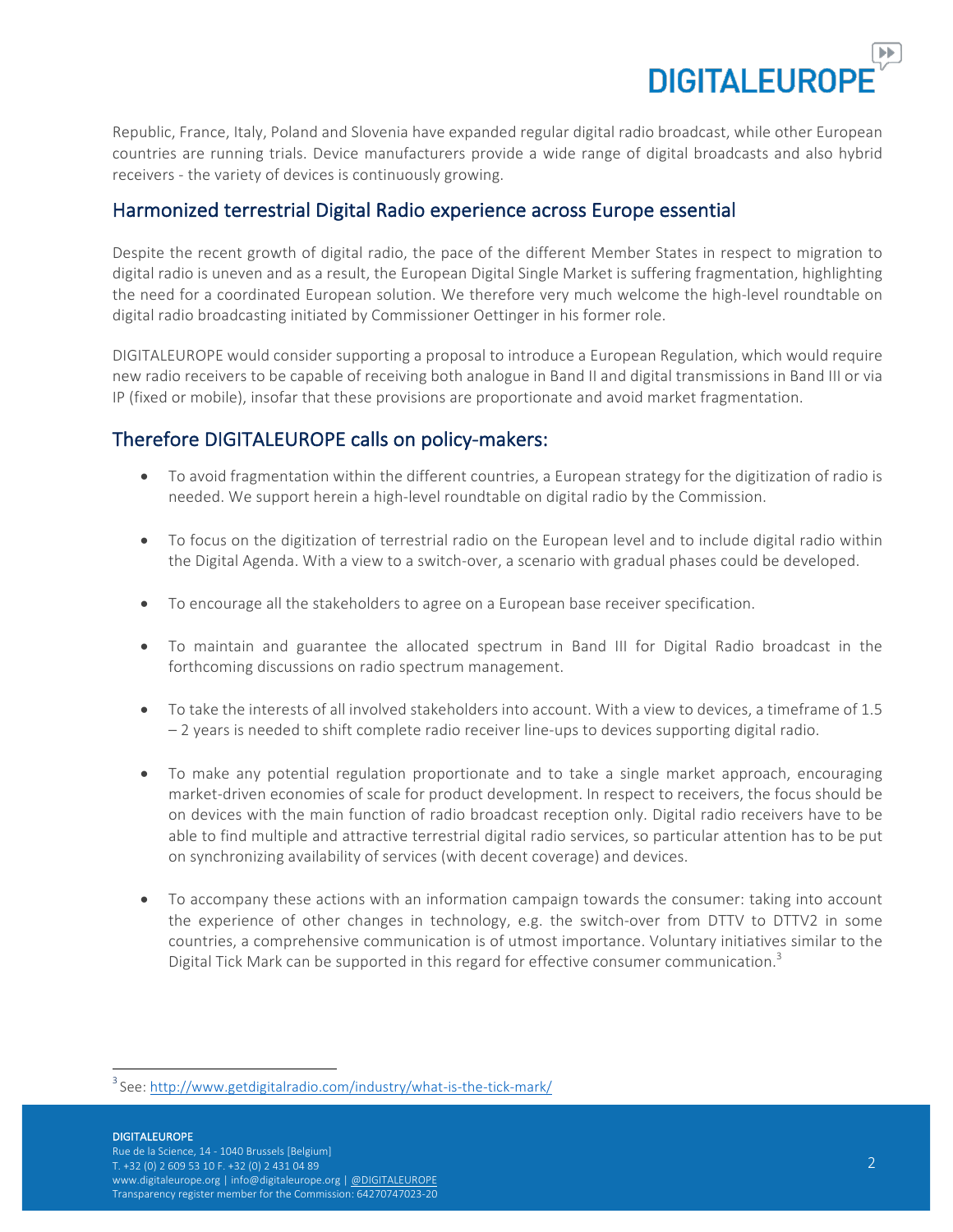Republic, France, Italy, Poland and Slovenia have expanded regular digital radio broadcast, while other European countries are running trials. Device manufacturers provide a wide range of digital broadcasts and also hybrid receivers - the variety of devices is continuously growing.

## Harmonized terrestrial Digital Radio experience across Europe essential

Despite the recent growth of digital radio, the pace of the different Member States in respect to migration to digital radio is uneven and as a result, the European Digital Single Market is suffering fragmentation, highlighting the need for a coordinated European solution. We therefore very much welcome the high-level roundtable on digital radio broadcasting initiated by Commissioner Oettinger in his former role.

DIGITALEUROPE would consider supporting a proposal to introduce a European Regulation, which would require new radio receivers to be capable of receiving both analogue in Band II and digital transmissions in Band III or via IP (fixed or mobile), insofar that these provisions are proportionate and avoid market fragmentation.

## Therefore DIGITALEUROPE calls on policy-makers:

- To avoid fragmentation within the different countries, a European strategy for the digitization of radio is needed. We support herein a high-level roundtable on digital radio by the Commission.
- To focus on the digitization of terrestrial radio on the European level and to include digital radio within the Digital Agenda. With a view to a switch-over, a scenario with gradual phases could be developed.
- To encourage all the stakeholders to agree on a European base receiver specification.
- To maintain and guarantee the allocated spectrum in Band III for Digital Radio broadcast in the forthcoming discussions on radio spectrum management.
- To take the interests of all involved stakeholders into account. With a view to devices, a timeframe of 1.5 – 2 years is needed to shift complete radio receiver line-ups to devices supporting digital radio.
- To make any potential regulation proportionate and to take a single market approach, encouraging market-driven economies of scale for product development. In respect to receivers, the focus should be on devices with the main function of radio broadcast reception only. Digital radio receivers have to be able to find multiple and attractive terrestrial digital radio services, so particular attention has to be put on synchronizing availability of services (with decent coverage) and devices.
- To accompany these actions with an information campaign towards the consumer: taking into account the experience of other changes in technology, e.g. the switch-over from DTTV to DTTV2 in some countries, a comprehensive communication is of utmost importance. Voluntary initiatives similar to the Digital Tick Mark can be supported in this regard for effective consumer communication.[3]

[3] See: http://www.getdigitalradio.com/industry/what-is-the-tick-mark/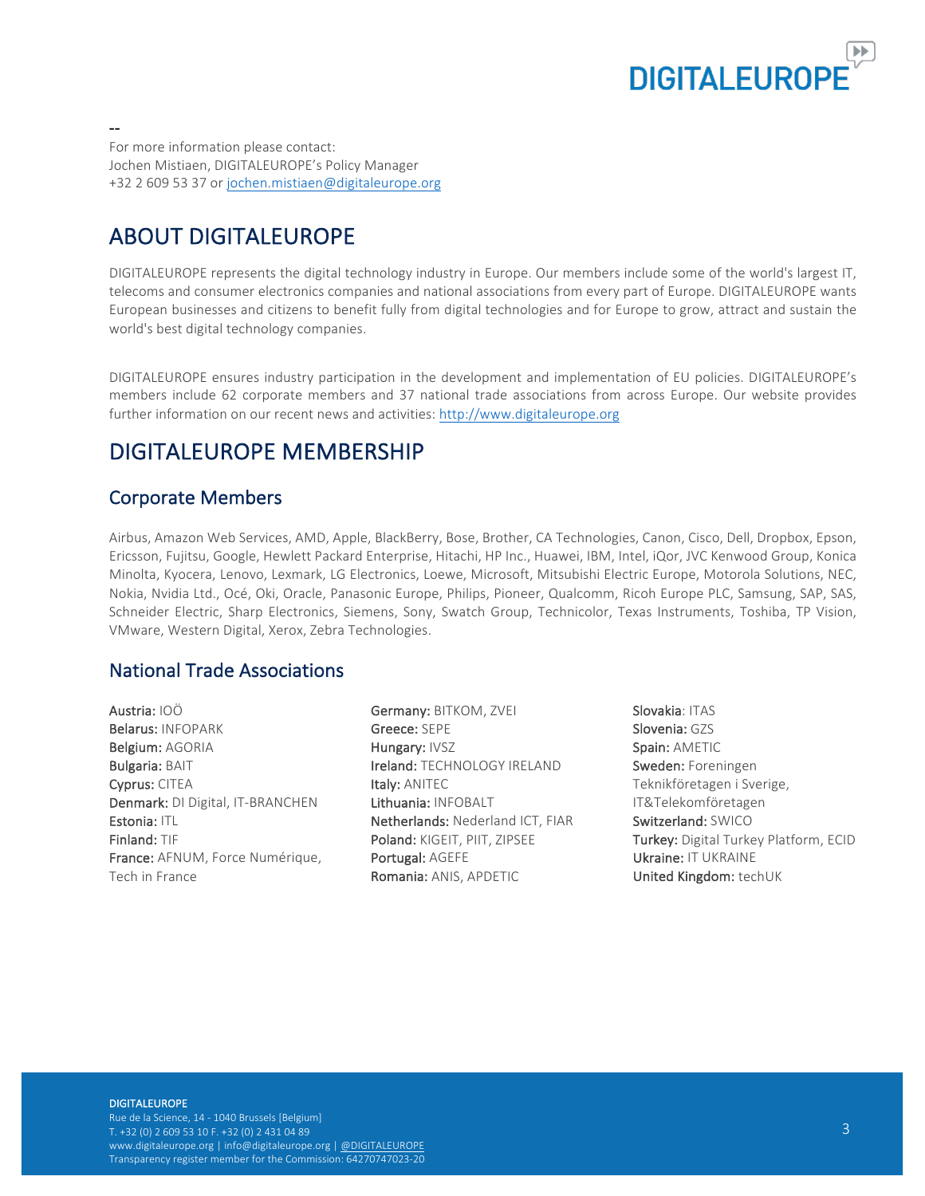--

For more information please contact:
Jochen Mistiaen, DIGITALEUROPE's Policy Manager
+32 2 609 53 37 or jochen.mistiaen@digitaleurope.org

# ABOUT DIGITALEUROPE

DIGITALEUROPE represents the digital technology industry in Europe. Our members include some of the world's largest IT, telecoms and consumer electronics companies and national associations from every part of Europe. DIGITALEUROPE wants European businesses and citizens to benefit fully from digital technologies and for Europe to grow, attract and sustain the world's best digital technology companies.

DIGITALEUROPE ensures industry participation in the development and implementation of EU policies. DIGITALEUROPE's members include 62 corporate members and 37 national trade associations from across Europe. Our website provides further information on our recent news and activities: http://www.digitaleurope.org

# DIGITALEUROPE MEMBERSHIP

## Corporate Members

Airbus, Amazon Web Services, AMD, Apple, BlackBerry, Bose, Brother, CA Technologies, Canon, Cisco, Dell, Dropbox, Epson, Ericsson, Fujitsu, Google, Hewlett Packard Enterprise, Hitachi, HP Inc., Huawei, IBM, Intel, iQor, JVC Kenwood Group, Konica Minolta, Kyocera, Lenovo, Lexmark, LG Electronics, Loewe, Microsoft, Mitsubishi Electric Europe, Motorola Solutions, NEC, Nokia, Nvidia Ltd., Océ, Oki, Oracle, Panasonic Europe, Philips, Pioneer, Qualcomm, Ricoh Europe PLC, Samsung, SAP, SAS, Schneider Electric, Sharp Electronics, Siemens, Sony, Swatch Group, Technicolor, Texas Instruments, Toshiba, TP Vision, VMware, Western Digital, Xerox, Zebra Technologies.

## National Trade Associations

**Austria:** IOÖ
**Belarus:** INFOPARK
**Belgium:** AGORIA
**Bulgaria:** BAIT
**Cyprus:** CITEA
**Denmark:** DI Digital, IT-BRANCHEN
**Estonia:** ITL
**Finland:** TIF
**France:** AFNUM, Force Numérique, Tech in France
**Germany:** BITKOM, ZVEI
**Greece:** SEPE
**Hungary:** IVSZ
**Ireland:** TECHNOLOGY IRELAND
**Italy:** ANITEC
**Lithuania:** INFOBALT
**Netherlands:** Nederland ICT, FIAR
**Poland:** KIGEIT, PIIT, ZIPSEE
**Portugal:** AGEFE
**Romania:** ANIS, APDETIC
**Slovakia:** ITAS
**Slovenia:** GZS
**Spain:** AMETIC
**Sweden:** Foreningen Teknikföretagen i Sverige, IT&Telekomföretagen
**Switzerland:** SWICO
**Turkey:** Digital Turkey Platform, ECID
**Ukraine:** IT UKRAINE
**United Kingdom:** techUK

**DIGITALEUROPE**
Rue de la Science, 14 - 1040 Brussels [Belgium]
T. +32 (0) 2 609 53 10 F. +32 (0) 2 431 04 89
www.digitaleurope.org | info@digitaleurope.org | @DIGITALEUROPE
Transparency register member for the Commission: 64270747023-20